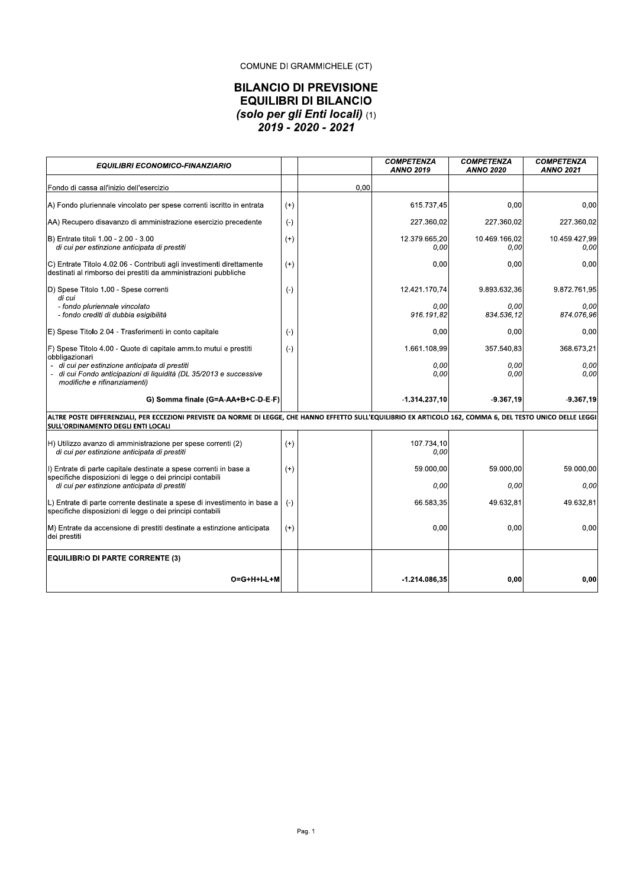COMUNE DI GRAMMICHELE (CT)

# BILANCIO DI PREVISIONE
# EQUILIBRI DI BILANCIO
## *(solo per gli Enti locali)* (1)
## *2019 - 2020 - 2021*

| *EQUILIBRI ECONOMICO-FINANZIARIO* | | | *COMPETENZA ANNO 2019* | *COMPETENZA ANNO 2020* | *COMPETENZA ANNO 2021* |
|---|---|---|---|---|---|
| Fondo di cassa all'inizio dell'esercizio | | 0,00 | | | |
| A) Fondo pluriennale vincolato per spese correnti iscritto in entrata | (+) | | 615.737,45 | 0,00 | 0,00 |
| AA) Recupero disavanzo di amministrazione esercizio precedente | (-) | | 227.360,02 | 227.360,02 | 227.360,02 |
| B) Entrate titoli 1.00 - 2.00 - 3.00<br>*di cui per estinzione anticipata di prestiti* | (+) | | 12.379.665,20<br>*0,00* | 10.469.166,02<br>*0,00* | 10.459.427,99<br>*0,00* |
| C) Entrate Titolo 4.02.06 - Contributi agli investimenti direttamente destinati al rimborso dei prestiti da amministrazioni pubbliche | (+) | | 0,00 | 0,00 | 0,00 |
| D) Spese Titolo 1.00 - Spese correnti<br>*di cui*<br>*- fondo pluriennale vincolato*<br>*- fondo crediti di dubbia esigibilità* | (-) | | 12.421.170,74<br><br>*0,00*<br>*916.191,82* | 9.893.632,36<br><br>*0,00*<br>*834.536,12* | 9.872.761,95<br><br>*0,00*<br>*874.076,96* |
| E) Spese Titolo 2.04 - Trasferimenti in conto capitale | (-) | | 0,00 | 0,00 | 0,00 |
| F) Spese Titolo 4.00 - Quote di capitale amm.to mutui e prestiti obbligazionari<br>*- di cui per estinzione anticipata di prestiti*<br>*- di cui Fondo anticipazioni di liquidità (DL 35/2013 e successive modifiche e rifinanziamenti)* | (-) | | 1.661.108,99<br>*0,00*<br>*0,00* | 357.540,83<br>*0,00*<br>*0,00* | 368.673,21<br>*0,00*<br>*0,00* |
| **G) Somma finale (G=A-AA+B+C-D-E-F)** | | | **-1.314.237,10** | **-9.367,19** | **-9.367,19** |
| **ALTRE POSTE DIFFERENZIALI, PER ECCEZIONI PREVISTE DA NORME DI LEGGE, CHE HANNO EFFETTO SULL'EQUILIBRIO EX ARTICOLO 162, COMMA 6, DEL TESTO UNICO DELLE LEGGI SULL'ORDINAMENTO DEGLI ENTI LOCALI** | | | | | |
| H) Utilizzo avanzo di amministrazione per spese correnti (2)<br>*di cui per estinzione anticipata di prestiti* | (+) | | 107.734,10<br>*0,00* | | |
| I) Entrate di parte capitale destinate a spese correnti in base a specifiche disposizioni di legge o dei principi contabili<br>*di cui per estinzione anticipata di prestiti* | (+) | | 59.000,00<br>*0,00* | 59.000,00<br>*0,00* | 59.000,00<br>*0,00* |
| L) Entrate di parte corrente destinate a spese di investimento in base a specifiche disposizioni di legge o dei principi contabili | (-) | | 66.583,35 | 49.632,81 | 49.632,81 |
| M) Entrate da accensione di prestiti destinate a estinzione anticipata dei prestiti | (+) | | 0,00 | 0,00 | 0,00 |
| **EQUILIBRIO DI PARTE CORRENTE (3)**<br>**O=G+H+I-L+M** | | | **-1.214.086,35** | **0,00** | **0,00** |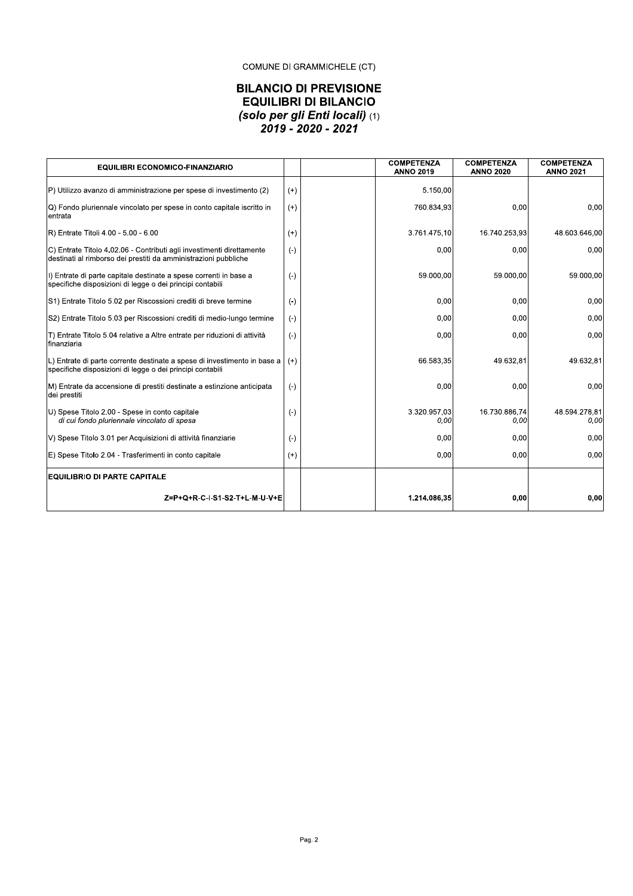COMUNE DI GRAMMICHELE (CT)

# BILANCIO DI PREVISIONE
## EQUILIBRI DI BILANCIO
### *(solo per gli Enti locali)* (1)
### *2019 - 2020 - 2021*

| EQUILIBRI ECONOMICO-FINANZIARIO | | | COMPETENZA ANNO 2019 | COMPETENZA ANNO 2020 | COMPETENZA ANNO 2021 |
|---|---|---|---|---|---|
| P) Utilizzo avanzo di amministrazione per spese di investimento (2) | (+) | | 5.150,00 | | |
| Q) Fondo pluriennale vincolato per spese in conto capitale iscritto in entrata | (+) | | 760.834,93 | 0,00 | 0,00 |
| R) Entrate Titoli 4.00 - 5.00 - 6.00 | (+) | | 3.761.475,10 | 16.740.253,93 | 48.603.646,00 |
| C) Entrate Titolo 4.02.06 - Contributi agli investimenti direttamente destinati al rimborso dei prestiti da amministrazioni pubbliche | (-) | | 0,00 | 0,00 | 0,00 |
| I) Entrate di parte capitale destinate a spese correnti in base a specifiche disposizioni di legge o dei principi contabili | (-) | | 59.000,00 | 59.000,00 | 59.000,00 |
| S1) Entrate Titolo 5.02 per Riscossioni crediti di breve termine | (-) | | 0,00 | 0,00 | 0,00 |
| S2) Entrate Titolo 5.03 per Riscossioni crediti di medio-lungo termine | (-) | | 0,00 | 0,00 | 0,00 |
| T) Entrate Titolo 5.04 relative a Altre entrate per riduzioni di attività finanziaria | (-) | | 0,00 | 0,00 | 0,00 |
| L) Entrate di parte corrente destinate a spese di investimento in base a specifiche disposizioni di legge o dei principi contabili | (+) | | 66.583,35 | 49.632,81 | 49.632,81 |
| M) Entrate da accensione di prestiti destinate a estinzione anticipata dei prestiti | (-) | | 0,00 | 0,00 | 0,00 |
| U) Spese Titolo 2.00 - Spese in conto capitale<br>*di cui fondo pluriennale vincolato di spesa* | (-) | | 3.320.957,03<br>*0,00* | 16.730.886,74<br>*0,00* | 48.594.278,81<br>*0,00* |
| V) Spese Titolo 3.01 per Acquisizioni di attività finanziarie | (-) | | 0,00 | 0,00 | 0,00 |
| E) Spese Titolo 2.04 - Trasferimenti in conto capitale | (+) | | 0,00 | 0,00 | 0,00 |
| **EQUILIBRIO DI PARTE CAPITALE** | | | | | |
| **Z=P+Q+R-C-I-S1-S2-T+L-M-U-V+E** | | | **1.214.086,35** | **0,00** | **0,00** |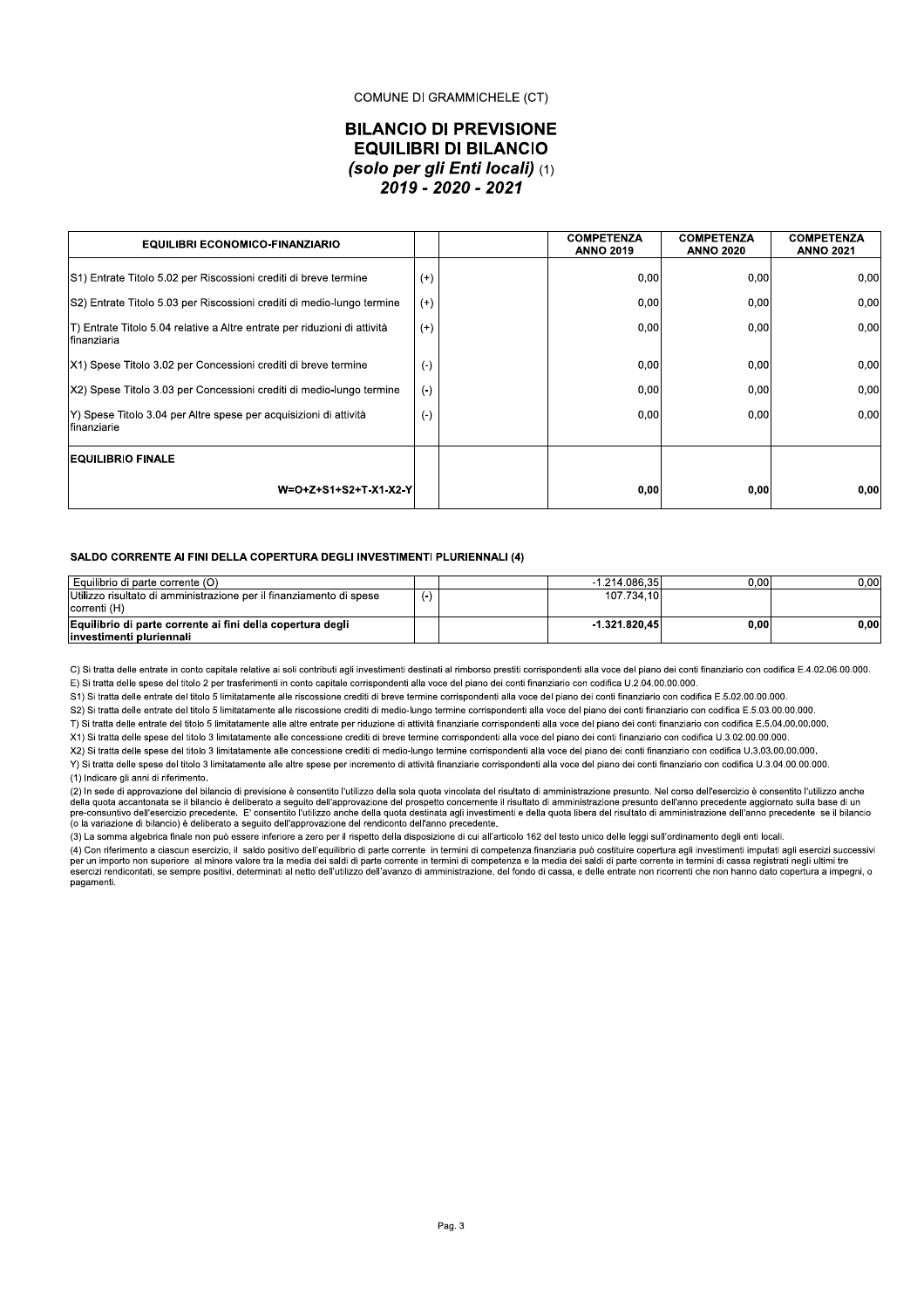COMUNE DI GRAMMICHELE (CT)

# BILANCIO DI PREVISIONE
# EQUILIBRI DI BILANCIO
## *(solo per gli Enti locali)* (1)
## *2019 - 2020 - 2021*

| EQUILIBRI ECONOMICO-FINANZIARIO | | | COMPETENZA ANNO 2019 | COMPETENZA ANNO 2020 | COMPETENZA ANNO 2021 |
|---|---|---|---|---|---|
| S1) Entrate Titolo 5.02 per Riscossioni crediti di breve termine | (+) | | 0,00 | 0,00 | 0,00 |
| S2) Entrate Titolo 5.03 per Riscossioni crediti di medio-lungo termine | (+) | | 0,00 | 0,00 | 0,00 |
| T) Entrate Titolo 5.04 relative a Altre entrate per riduzioni di attività finanziaria | (+) | | 0,00 | 0,00 | 0,00 |
| X1) Spese Titolo 3.02 per Concessioni crediti di breve termine | (-) | | 0,00 | 0,00 | 0,00 |
| X2) Spese Titolo 3.03 per Concessioni crediti di medio-lungo termine | (-) | | 0,00 | 0,00 | 0,00 |
| Y) Spese Titolo 3.04 per Altre spese per acquisizioni di attività finanziarie | (-) | | 0,00 | 0,00 | 0,00 |
| **EQUILIBRIO FINALE** | | | | | |
| **W=O+Z+S1+S2+T-X1-X2-Y** | | | **0,00** | **0,00** | **0,00** |

**SALDO CORRENTE AI FINI DELLA COPERTURA DEGLI INVESTIMENTI PLURIENNALI (4)**

| | | | | | |
|---|---|---|---|---|---|
| Equilibrio di parte corrente (O) | | | -1.214.086,35 | 0,00 | 0,00 |
| Utilizzo risultato di amministrazione per il finanziamento di spese correnti (H) | (-) | | 107.734,10 | | |
| **Equilibrio di parte corrente ai fini della copertura degli investimenti pluriennali** | | | **-1.321.820,45** | **0,00** | **0,00** |

C) Si tratta delle entrate in conto capitale relative ai soli contributi agli investimenti destinati al rimborso prestiti corrispondenti alla voce del piano dei conti finanziario con codifica E.4.02.06.00.000.

E) Si tratta delle spese del titolo 2 per trasferimenti in conto capitale corrispondenti alla voce del piano dei conti finanziario con codifica U.2.04.00.00.000.

S1) Si tratta delle entrate del titolo 5 limitatamente alle riscossione crediti di breve termine corrispondenti alla voce del piano dei conti finanziario con codifica E.5.02.00.00.000.

S2) Si tratta delle entrate del titolo 5 limitatamente alle riscossione crediti di medio-lungo termine corrispondenti alla voce del piano dei conti finanziario con codifica E.5.03.00.00.000.

T) Si tratta delle entrate del titolo 5 limitatamente alle altre entrate per riduzione di attività finanziarie corrispondenti alla voce del piano dei conti finanziario con codifica E.5.04.00.00.000.

X1) Si tratta delle spese del titolo 3 limitatamente alle concessione crediti di breve termine corrispondenti alla voce del piano dei conti finanziario con codifica U.3.02.00.00.000.

X2) Si tratta delle spese del titolo 3 limitatamente alle concessione crediti di medio-lungo termine corrispondenti alla voce del piano dei conti finanziario con codifica U.3.03.00.00.000.

Y) Si tratta delle spese del titolo 3 limitatamente alle altre spese per incremento di attività finanziarie corrispondenti alla voce del piano dei conti finanziario con codifica U.3.04.00.00.000.

(1) Indicare gli anni di riferimento.

(2) In sede di approvazione del bilancio di previsione è consentito l'utilizzo della sola quota vincolata del risultato di amministrazione presunto. Nel corso dell'esercizio è consentito l'utilizzo anche della quota accantonata se il bilancio è deliberato a seguito dell'approvazione del prospetto concernente il risultato di amministrazione presunto dell'anno precedente aggiornato sulla base di un pre-consuntivo dell'esercizio precedente. E' consentito l'utilizzo anche della quota destinata agli investimenti e della quota libera del risultato di amministrazione dell'anno precedente se il bilancio (o la variazione di bilancio) è deliberato a seguito dell'approvazione del rendiconto dell'anno precedente.

(3) La somma algebrica finale non può essere inferiore a zero per il rispetto della disposizione di cui all'articolo 162 del testo unico delle leggi sull'ordinamento degli enti locali.

(4) Con riferimento a ciascun esercizio, il saldo positivo dell'equilibrio di parte corrente in termini di competenza finanziaria può costituire copertura agli investimenti imputati agli esercizi successivi per un importo non superiore al minore valore tra la media dei saldi di parte corrente in termini di competenza e la media dei saldi di parte corrente in termini di cassa registrati negli ultimi tre esercizi rendicontati, se sempre positivi, determinati al netto dell'utilizzo dell'avanzo di amministrazione, del fondo di cassa, e delle entrate non ricorrenti che non hanno dato copertura a impegni, o pagamenti.